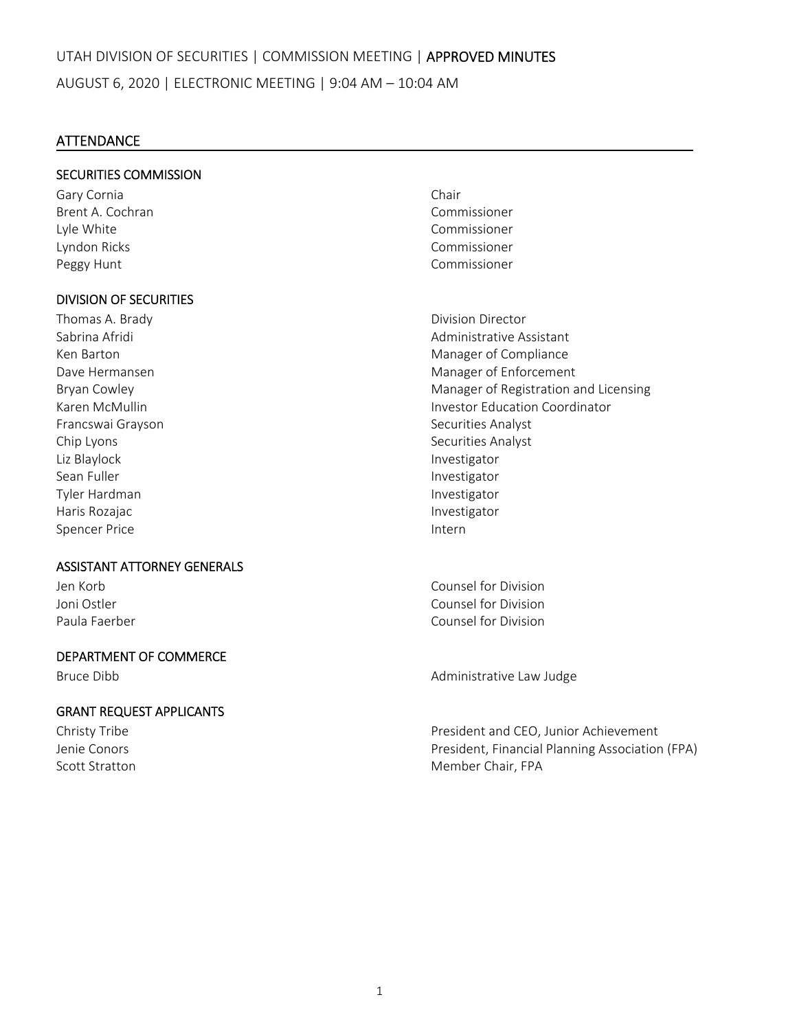UTAH DIVISION OF SECURITIES | COMMISSION MEETING | APPROVED MINUTES

AUGUST 6, 2020 | ELECTRONIC MEETING | 9:04 AM – 10:04 AM

## ATTENDANCE

### SECURITIES COMMISSION

| | |
|---|---|
| Gary Cornia | Chair |
| Brent A. Cochran | Commissioner |
| Lyle White | Commissioner |
| Lyndon Ricks | Commissioner |
| Peggy Hunt | Commissioner |

### DIVISION OF SECURITIES

| | |
|---|---|
| Thomas A. Brady | Division Director |
| Sabrina Afridi | Administrative Assistant |
| Ken Barton | Manager of Compliance |
| Dave Hermansen | Manager of Enforcement |
| Bryan Cowley | Manager of Registration and Licensing |
| Karen McMullin | Investor Education Coordinator |
| Francswai Grayson | Securities Analyst |
| Chip Lyons | Securities Analyst |
| Liz Blaylock | Investigator |
| Sean Fuller | Investigator |
| Tyler Hardman | Investigator |
| Haris Rozajac | Investigator |
| Spencer Price | Intern |

### ASSISTANT ATTORNEY GENERALS

| | |
|---|---|
| Jen Korb | Counsel for Division |
| Joni Ostler | Counsel for Division |
| Paula Faerber | Counsel for Division |

### DEPARTMENT OF COMMERCE

| | |
|---|---|
| Bruce Dibb | Administrative Law Judge |

### GRANT REQUEST APPLICANTS

| | |
|---|---|
| Christy Tribe | President and CEO, Junior Achievement |
| Jenie Conors | President, Financial Planning Association (FPA) |
| Scott Stratton | Member Chair, FPA |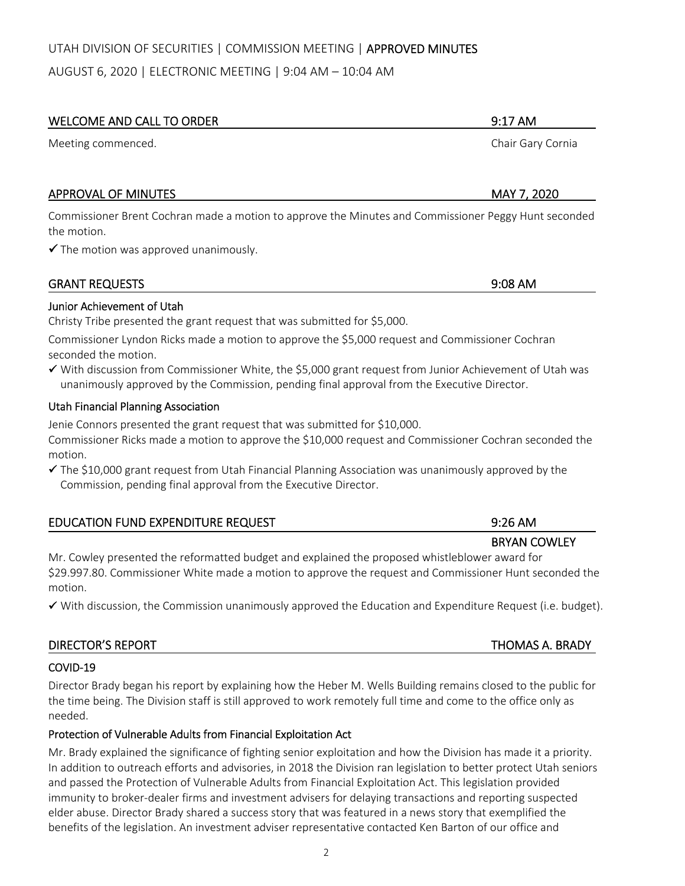UTAH DIVISION OF SECURITIES | COMMISSION MEETING | APPROVED MINUTES

AUGUST 6, 2020 | ELECTRONIC MEETING | 9:04 AM – 10:04 AM

## WELCOME AND CALL TO ORDER — 9:17 AM

Meeting commenced. — Chair Gary Cornia

## APPROVAL OF MINUTES — MAY 7, 2020

Commissioner Brent Cochran made a motion to approve the Minutes and Commissioner Peggy Hunt seconded the motion.

✓ The motion was approved unanimously.

## GRANT REQUESTS — 9:08 AM

### Junior Achievement of Utah

Christy Tribe presented the grant request that was submitted for $5,000.

Commissioner Lyndon Ricks made a motion to approve the $5,000 request and Commissioner Cochran seconded the motion.

✓ With discussion from Commissioner White, the $5,000 grant request from Junior Achievement of Utah was unanimously approved by the Commission, pending final approval from the Executive Director.

### Utah Financial Planning Association

Jenie Connors presented the grant request that was submitted for $10,000.

Commissioner Ricks made a motion to approve the $10,000 request and Commissioner Cochran seconded the motion.

✓ The $10,000 grant request from Utah Financial Planning Association was unanimously approved by the Commission, pending final approval from the Executive Director.

## EDUCATION FUND EXPENDITURE REQUEST — 9:26 AM

BRYAN COWLEY

Mr. Cowley presented the reformatted budget and explained the proposed whistleblower award for $29.997.80. Commissioner White made a motion to approve the request and Commissioner Hunt seconded the motion.

✓ With discussion, the Commission unanimously approved the Education and Expenditure Request (i.e. budget).

## DIRECTOR'S REPORT — THOMAS A. BRADY

### COVID-19

Director Brady began his report by explaining how the Heber M. Wells Building remains closed to the public for the time being. The Division staff is still approved to work remotely full time and come to the office only as needed.

### Protection of Vulnerable Adults from Financial Exploitation Act

Mr. Brady explained the significance of fighting senior exploitation and how the Division has made it a priority. In addition to outreach efforts and advisories, in 2018 the Division ran legislation to better protect Utah seniors and passed the Protection of Vulnerable Adults from Financial Exploitation Act. This legislation provided immunity to broker-dealer firms and investment advisers for delaying transactions and reporting suspected elder abuse. Director Brady shared a success story that was featured in a news story that exemplified the benefits of the legislation. An investment adviser representative contacted Ken Barton of our office and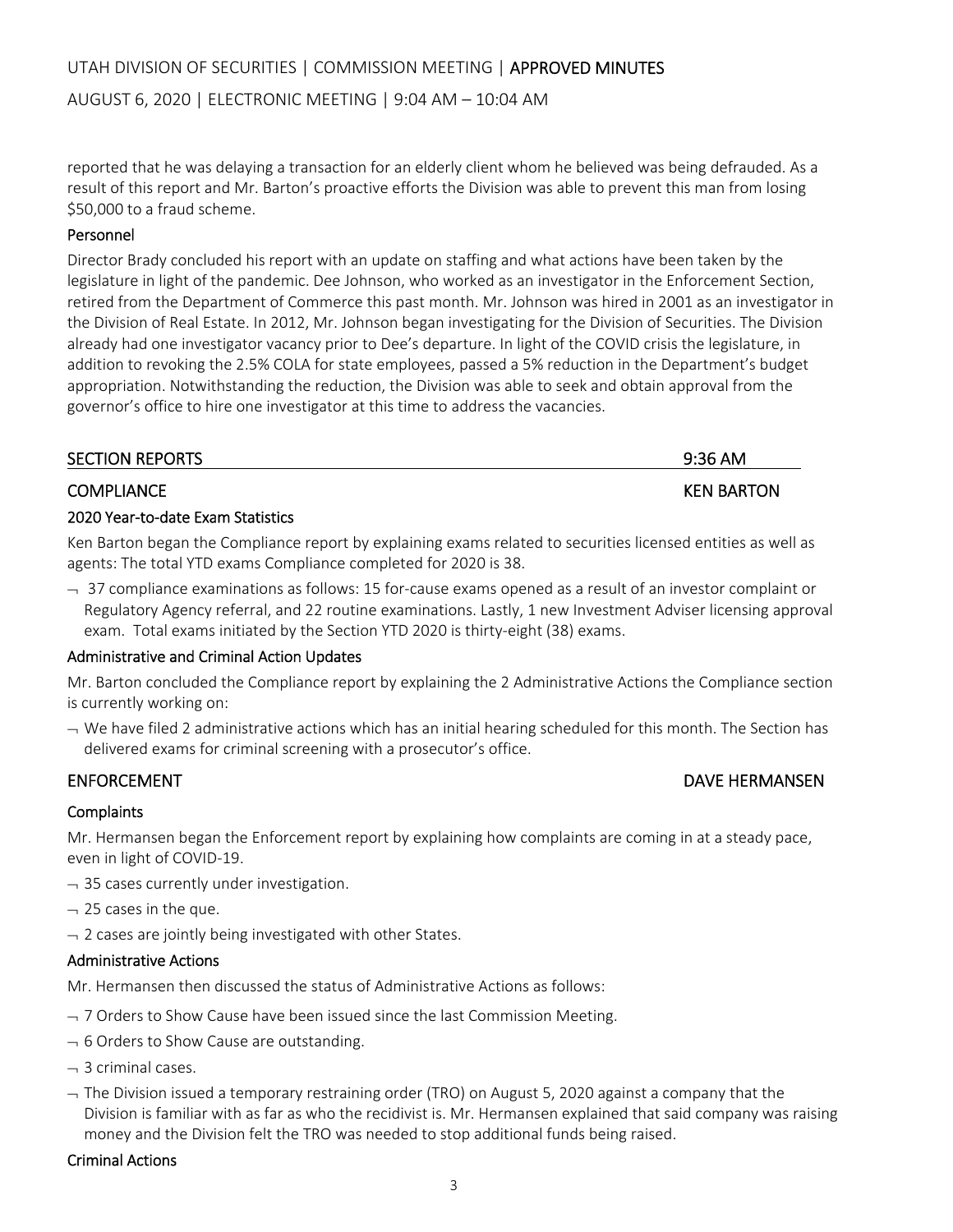reported that he was delaying a transaction for an elderly client whom he believed was being defrauded. As a result of this report and Mr. Barton's proactive efforts the Division was able to prevent this man from losing $50,000 to a fraud scheme.

### Personnel

Director Brady concluded his report with an update on staffing and what actions have been taken by the legislature in light of the pandemic. Dee Johnson, who worked as an investigator in the Enforcement Section, retired from the Department of Commerce this past month. Mr. Johnson was hired in 2001 as an investigator in the Division of Real Estate. In 2012, Mr. Johnson began investigating for the Division of Securities. The Division already had one investigator vacancy prior to Dee's departure. In light of the COVID crisis the legislature, in addition to revoking the 2.5% COLA for state employees, passed a 5% reduction in the Department's budget appropriation. Notwithstanding the reduction, the Division was able to seek and obtain approval from the governor's office to hire one investigator at this time to address the vacancies.

## SECTION REPORTS — 9:36 AM

## COMPLIANCE — KEN BARTON

### 2020 Year-to-date Exam Statistics

Ken Barton began the Compliance report by explaining exams related to securities licensed entities as well as agents: The total YTD exams Compliance completed for 2020 is 38.

- 37 compliance examinations as follows: 15 for-cause exams opened as a result of an investor complaint or Regulatory Agency referral, and 22 routine examinations. Lastly, 1 new Investment Adviser licensing approval exam. Total exams initiated by the Section YTD 2020 is thirty-eight (38) exams.

### Administrative and Criminal Action Updates

Mr. Barton concluded the Compliance report by explaining the 2 Administrative Actions the Compliance section is currently working on:

- We have filed 2 administrative actions which has an initial hearing scheduled for this month. The Section has delivered exams for criminal screening with a prosecutor's office.

## ENFORCEMENT — DAVE HERMANSEN

### Complaints

Mr. Hermansen began the Enforcement report by explaining how complaints are coming in at a steady pace, even in light of COVID-19.

- 35 cases currently under investigation.
- 25 cases in the que.
- 2 cases are jointly being investigated with other States.

### Administrative Actions

Mr. Hermansen then discussed the status of Administrative Actions as follows:

- 7 Orders to Show Cause have been issued since the last Commission Meeting.
- 6 Orders to Show Cause are outstanding.
- 3 criminal cases.
- The Division issued a temporary restraining order (TRO) on August 5, 2020 against a company that the Division is familiar with as far as who the recidivist is. Mr. Hermansen explained that said company was raising money and the Division felt the TRO was needed to stop additional funds being raised.

### Criminal Actions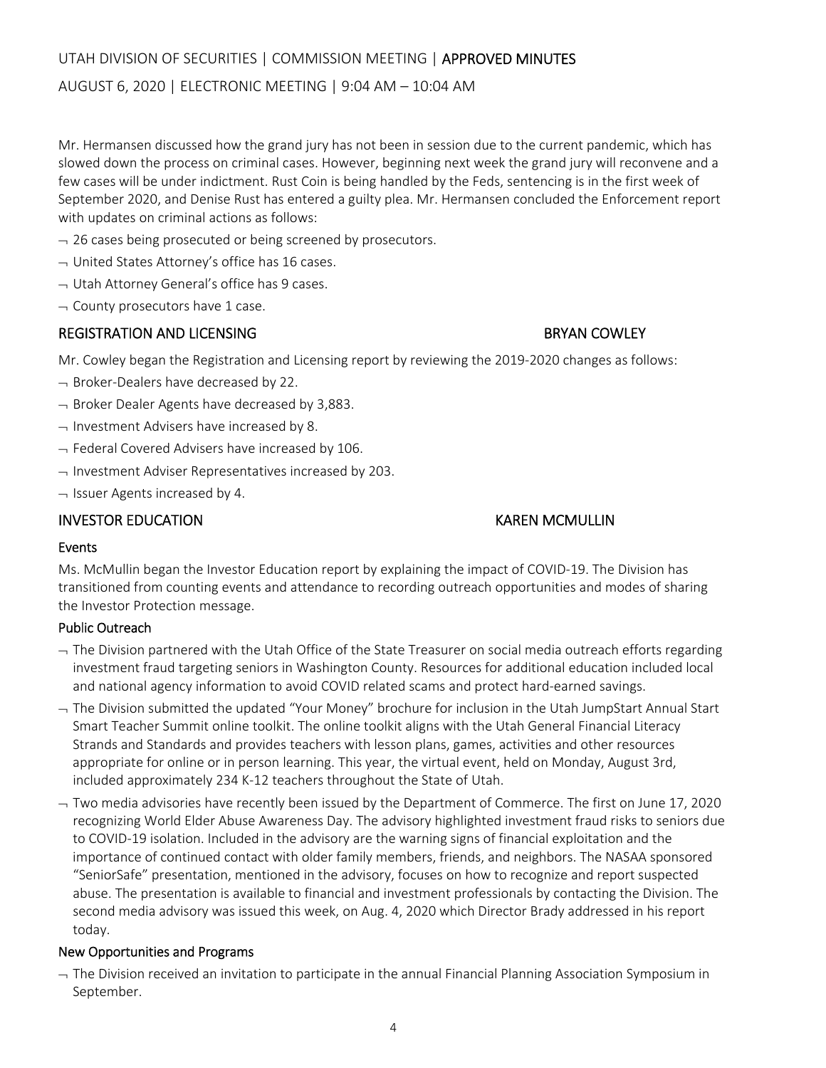Mr. Hermansen discussed how the grand jury has not been in session due to the current pandemic, which has slowed down the process on criminal cases. However, beginning next week the grand jury will reconvene and a few cases will be under indictment. Rust Coin is being handled by the Feds, sentencing is in the first week of September 2020, and Denise Rust has entered a guilty plea. Mr. Hermansen concluded the Enforcement report with updates on criminal actions as follows:

- 26 cases being prosecuted or being screened by prosecutors.
- United States Attorney's office has 16 cases.
- Utah Attorney General's office has 9 cases.
- County prosecutors have 1 case.

## REGISTRATION AND LICENSING — BRYAN COWLEY

Mr. Cowley began the Registration and Licensing report by reviewing the 2019-2020 changes as follows:

- Broker-Dealers have decreased by 22.
- Broker Dealer Agents have decreased by 3,883.
- Investment Advisers have increased by 8.
- Federal Covered Advisers have increased by 106.
- Investment Adviser Representatives increased by 203.
- Issuer Agents increased by 4.

## INVESTOR EDUCATION — KAREN MCMULLIN

### Events

Ms. McMullin began the Investor Education report by explaining the impact of COVID-19. The Division has transitioned from counting events and attendance to recording outreach opportunities and modes of sharing the Investor Protection message.

### Public Outreach

- The Division partnered with the Utah Office of the State Treasurer on social media outreach efforts regarding investment fraud targeting seniors in Washington County. Resources for additional education included local and national agency information to avoid COVID related scams and protect hard-earned savings.
- The Division submitted the updated "Your Money" brochure for inclusion in the Utah JumpStart Annual Start Smart Teacher Summit online toolkit. The online toolkit aligns with the Utah General Financial Literacy Strands and Standards and provides teachers with lesson plans, games, activities and other resources appropriate for online or in person learning. This year, the virtual event, held on Monday, August 3rd, included approximately 234 K-12 teachers throughout the State of Utah.
- Two media advisories have recently been issued by the Department of Commerce. The first on June 17, 2020 recognizing World Elder Abuse Awareness Day. The advisory highlighted investment fraud risks to seniors due to COVID-19 isolation. Included in the advisory are the warning signs of financial exploitation and the importance of continued contact with older family members, friends, and neighbors. The NASAA sponsored "SeniorSafe" presentation, mentioned in the advisory, focuses on how to recognize and report suspected abuse. The presentation is available to financial and investment professionals by contacting the Division. The second media advisory was issued this week, on Aug. 4, 2020 which Director Brady addressed in his report today.

### New Opportunities and Programs

- The Division received an invitation to participate in the annual Financial Planning Association Symposium in September.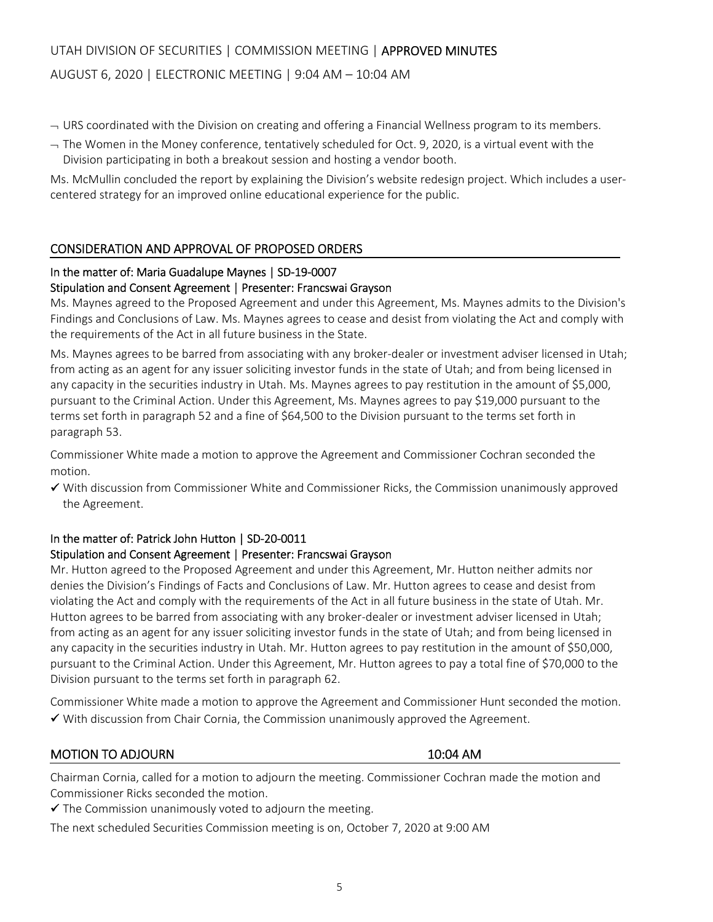- URS coordinated with the Division on creating and offering a Financial Wellness program to its members.
- The Women in the Money conference, tentatively scheduled for Oct. 9, 2020, is a virtual event with the Division participating in both a breakout session and hosting a vendor booth.

Ms. McMullin concluded the report by explaining the Division's website redesign project. Which includes a user-centered strategy for an improved online educational experience for the public.

## CONSIDERATION AND APPROVAL OF PROPOSED ORDERS

### In the matter of: Maria Guadalupe Maynes | SD-19-0007
### Stipulation and Consent Agreement | Presenter: Francswai Grayson

Ms. Maynes agreed to the Proposed Agreement and under this Agreement, Ms. Maynes admits to the Division's Findings and Conclusions of Law. Ms. Maynes agrees to cease and desist from violating the Act and comply with the requirements of the Act in all future business in the State.

Ms. Maynes agrees to be barred from associating with any broker-dealer or investment adviser licensed in Utah; from acting as an agent for any issuer soliciting investor funds in the state of Utah; and from being licensed in any capacity in the securities industry in Utah. Ms. Maynes agrees to pay restitution in the amount of $5,000, pursuant to the Criminal Action. Under this Agreement, Ms. Maynes agrees to pay $19,000 pursuant to the terms set forth in paragraph 52 and a fine of $64,500 to the Division pursuant to the terms set forth in paragraph 53.

Commissioner White made a motion to approve the Agreement and Commissioner Cochran seconded the motion.

✓ With discussion from Commissioner White and Commissioner Ricks, the Commission unanimously approved the Agreement.

### In the matter of: Patrick John Hutton | SD-20-0011
### Stipulation and Consent Agreement | Presenter: Francswai Grayson

Mr. Hutton agreed to the Proposed Agreement and under this Agreement, Mr. Hutton neither admits nor denies the Division's Findings of Facts and Conclusions of Law. Mr. Hutton agrees to cease and desist from violating the Act and comply with the requirements of the Act in all future business in the state of Utah. Mr. Hutton agrees to be barred from associating with any broker-dealer or investment adviser licensed in Utah; from acting as an agent for any issuer soliciting investor funds in the state of Utah; and from being licensed in any capacity in the securities industry in Utah. Mr. Hutton agrees to pay restitution in the amount of $50,000, pursuant to the Criminal Action. Under this Agreement, Mr. Hutton agrees to pay a total fine of $70,000 to the Division pursuant to the terms set forth in paragraph 62.

Commissioner White made a motion to approve the Agreement and Commissioner Hunt seconded the motion.

✓ With discussion from Chair Cornia, the Commission unanimously approved the Agreement.

## MOTION TO ADJOURN 10:04 AM

Chairman Cornia, called for a motion to adjourn the meeting. Commissioner Cochran made the motion and Commissioner Ricks seconded the motion.

✓ The Commission unanimously voted to adjourn the meeting.

The next scheduled Securities Commission meeting is on, October 7, 2020 at 9:00 AM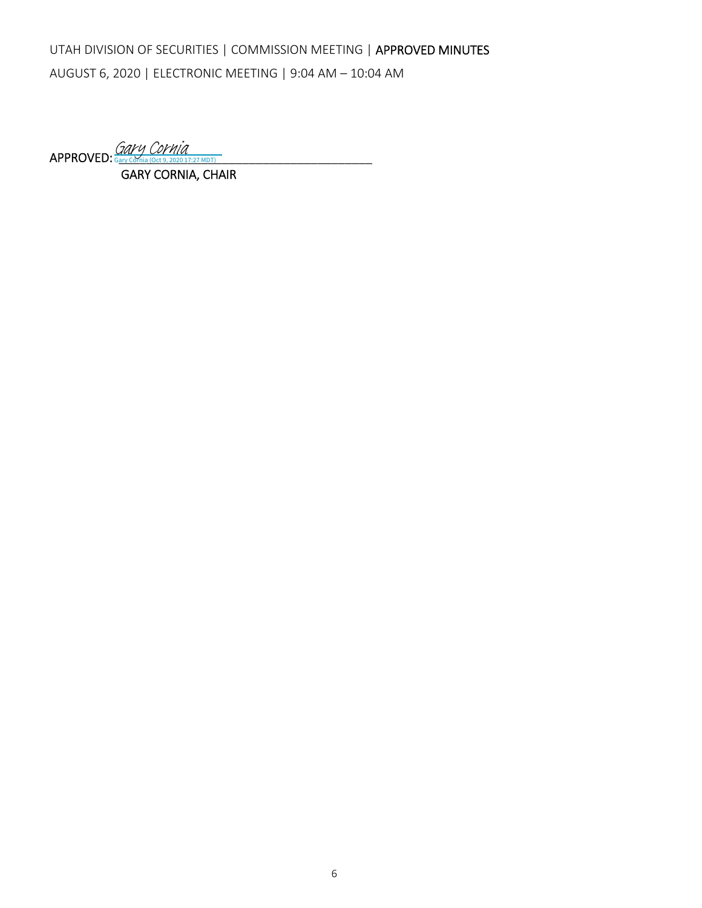APPROVED: Gary Cornia
Gary Cornia (Oct 9, 2020 17:27 MDT)

GARY CORNIA, CHAIR